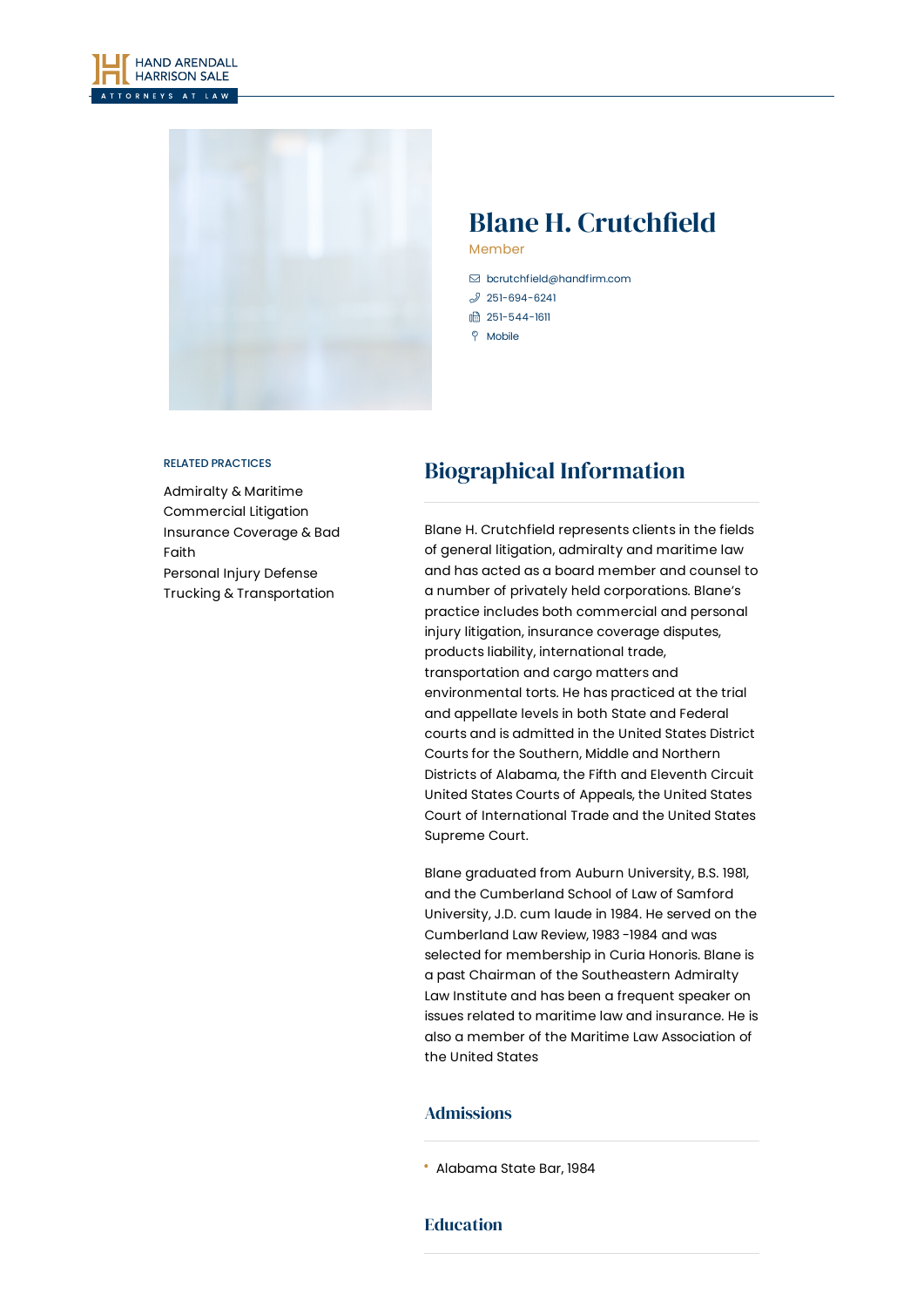# Blane H. Crutchfield

Member

bcrutchfield@handfirm.com

251-694-6241

251-544-1611

Mobile

RELATED PRACTICES

Admiralty & Maritime
Commercial Litigation
Insurance Coverage & Bad Faith
Personal Injury Defense
Trucking & Transportation

## Biographical Information

Blane H. Crutchfield represents clients in the fields of general litigation, admiralty and maritime law and has acted as a board member and counsel to a number of privately held corporations. Blane's practice includes both commercial and personal injury litigation, insurance coverage disputes, products liability, international trade, transportation and cargo matters and environmental torts. He has practiced at the trial and appellate levels in both State and Federal courts and is admitted in the United States District Courts for the Southern, Middle and Northern Districts of Alabama, the Fifth and Eleventh Circuit United States Courts of Appeals, the United States Court of International Trade and the United States Supreme Court.

Blane graduated from Auburn University, B.S. 1981, and the Cumberland School of Law of Samford University, J.D. cum laude in 1984. He served on the Cumberland Law Review, 1983 -1984 and was selected for membership in Curia Honoris. Blane is a past Chairman of the Southeastern Admiralty Law Institute and has been a frequent speaker on issues related to maritime law and insurance. He is also a member of the Maritime Law Association of the United States

### Admissions

- Alabama State Bar, 1984

### Education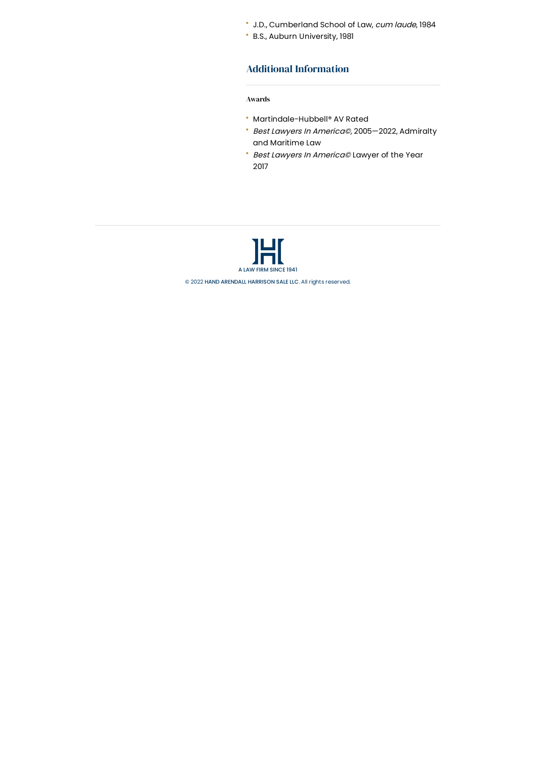- J.D., Cumberland School of Law, *cum laude*, 1984
- B.S., Auburn University, 1981

## Additional Information

#### Awards

- Martindale-Hubbell® AV Rated
- *Best Lawyers In America©,* 2005—2022, Admiralty and Maritime Law
- *Best Lawyers In America©* Lawyer of the Year 2017

A LAW FIRM SINCE 1941

© 2022 HAND ARENDALL HARRISON SALE LLC. All rights reserved.